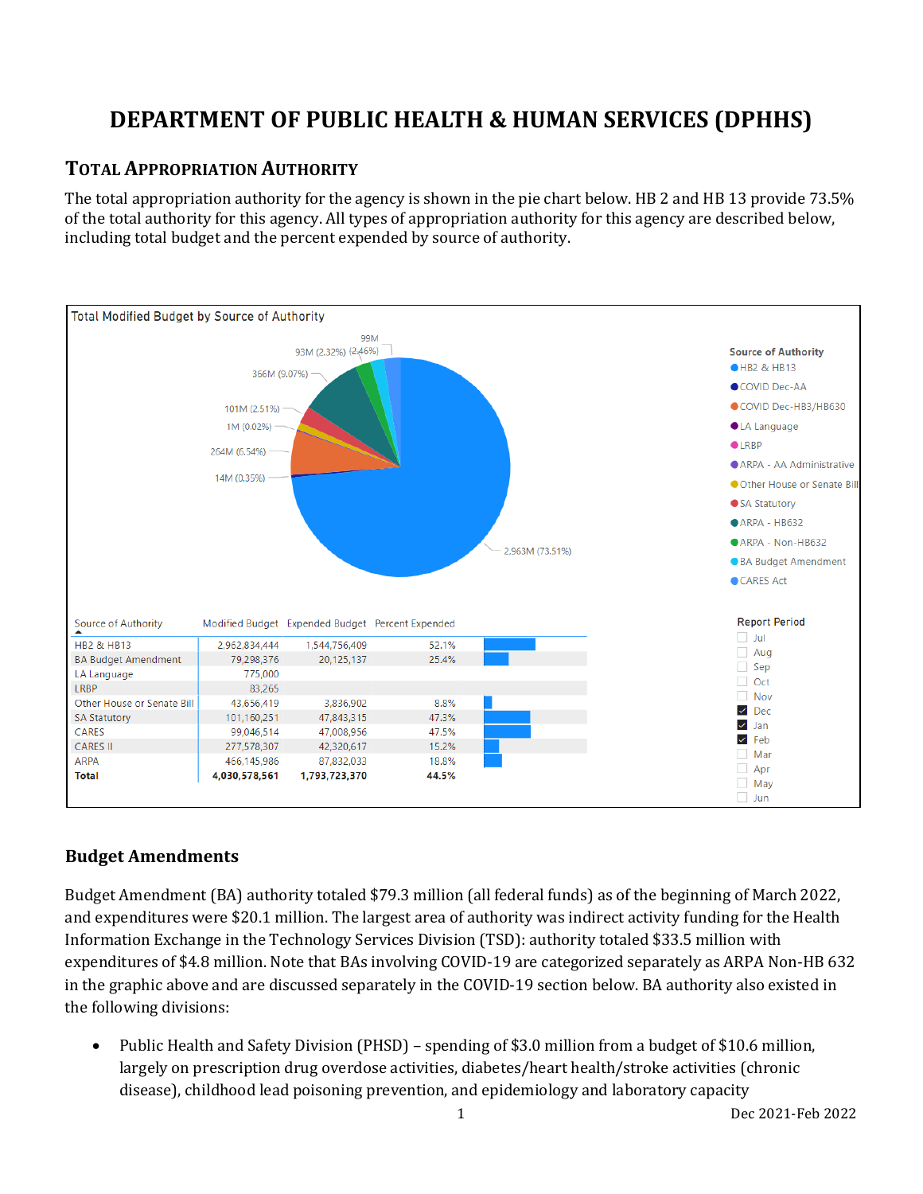# DEPARTMENT OF PUBLIC HEALTH & HUMAN SERVICES (DPHHS)

## TOTAL APPROPRIATION AUTHORITY

The total appropriation authority for the agency is shown in the pie chart below. HB 2 and HB 13 provide 73.5% of the total authority for this agency. All types of appropriation authority for this agency are described below, including total budget and the percent expended by source of authority.

Total Modified Budget by Source of Authority

| Source of Authority | Modified Budget | Expended Budget | Percent Expended |
|---|---|---|---|
| HB2 & HB13 | 2,962,834,444 | 1,544,756,409 | 52.1% |
| BA Budget Amendment | 79,298,376 | 20,125,137 | 25.4% |
| LA Language | 775,000 | | |
| LRBP | 83,265 | | |
| Other House or Senate Bill | 43,656,419 | 3,836,902 | 8.8% |
| SA Statutory | 101,160,251 | 47,843,315 | 47.3% |
| CARES | 99,046,514 | 47,008,956 | 47.5% |
| CARES II | 277,578,307 | 42,320,617 | 15.2% |
| ARPA | 466,145,986 | 87,832,033 | 18.8% |
| **Total** | **4,030,578,561** | **1,793,723,370** | **44.5%** |

Report Period: Dec, Jan, Feb

## Budget Amendments

Budget Amendment (BA) authority totaled $79.3 million (all federal funds) as of the beginning of March 2022, and expenditures were $20.1 million. The largest area of authority was indirect activity funding for the Health Information Exchange in the Technology Services Division (TSD): authority totaled $33.5 million with expenditures of $4.8 million. Note that BAs involving COVID-19 are categorized separately as ARPA Non-HB 632 in the graphic above and are discussed separately in the COVID-19 section below. BA authority also existed in the following divisions:

- Public Health and Safety Division (PHSD) – spending of $3.0 million from a budget of $10.6 million, largely on prescription drug overdose activities, diabetes/heart health/stroke activities (chronic disease), childhood lead poisoning prevention, and epidemiology and laboratory capacity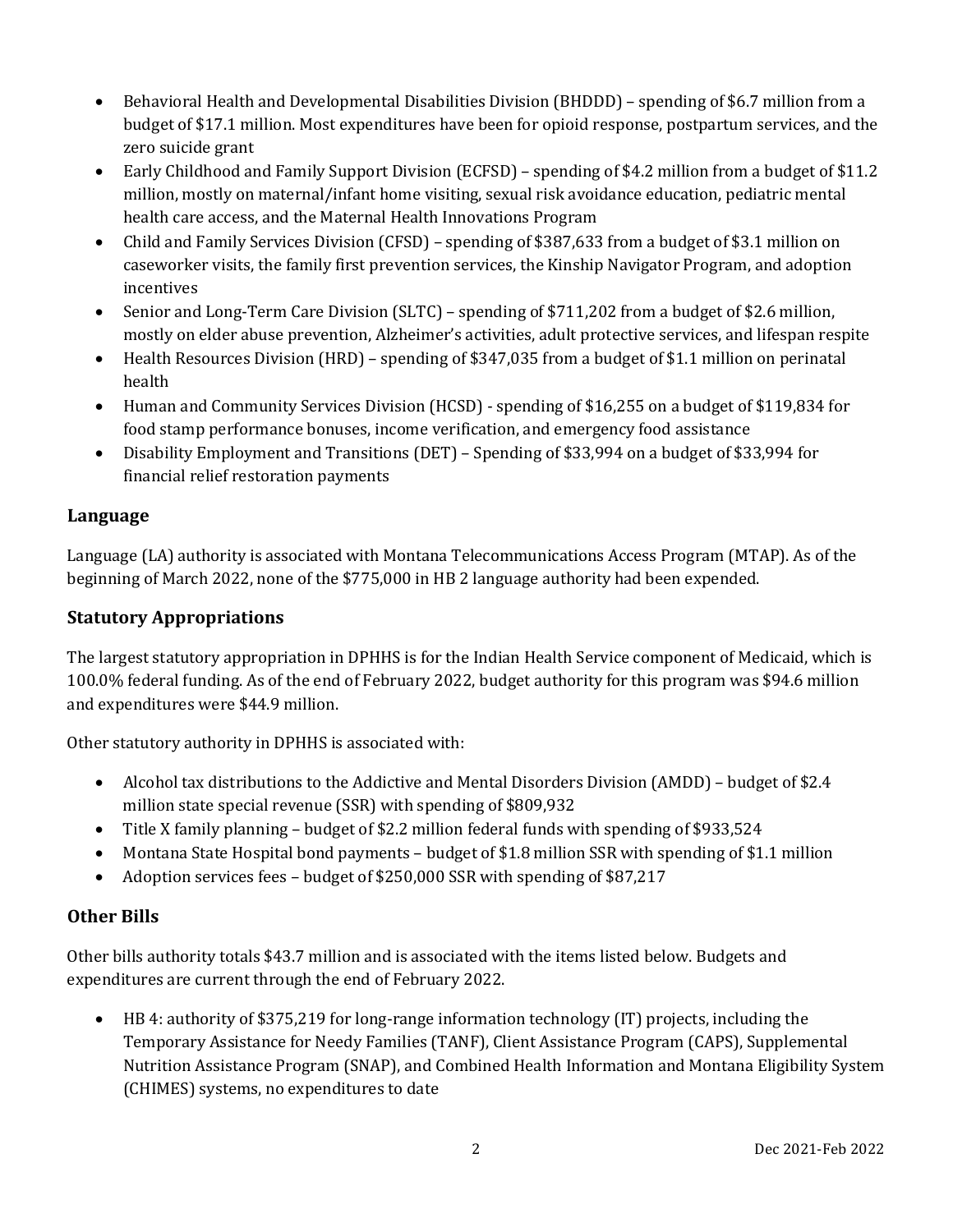- Behavioral Health and Developmental Disabilities Division (BHDDD) – spending of $6.7 million from a budget of $17.1 million. Most expenditures have been for opioid response, postpartum services, and the zero suicide grant
- Early Childhood and Family Support Division (ECFSD) – spending of $4.2 million from a budget of $11.2 million, mostly on maternal/infant home visiting, sexual risk avoidance education, pediatric mental health care access, and the Maternal Health Innovations Program
- Child and Family Services Division (CFSD) – spending of $387,633 from a budget of $3.1 million on caseworker visits, the family first prevention services, the Kinship Navigator Program, and adoption incentives
- Senior and Long-Term Care Division (SLTC) – spending of $711,202 from a budget of $2.6 million, mostly on elder abuse prevention, Alzheimer's activities, adult protective services, and lifespan respite
- Health Resources Division (HRD) – spending of $347,035 from a budget of $1.1 million on perinatal health
- Human and Community Services Division (HCSD) - spending of $16,255 on a budget of $119,834 for food stamp performance bonuses, income verification, and emergency food assistance
- Disability Employment and Transitions (DET) – Spending of $33,994 on a budget of $33,994 for financial relief restoration payments

## Language

Language (LA) authority is associated with Montana Telecommunications Access Program (MTAP). As of the beginning of March 2022, none of the $775,000 in HB 2 language authority had been expended.

## Statutory Appropriations

The largest statutory appropriation in DPHHS is for the Indian Health Service component of Medicaid, which is 100.0% federal funding. As of the end of February 2022, budget authority for this program was $94.6 million and expenditures were $44.9 million.

Other statutory authority in DPHHS is associated with:

- Alcohol tax distributions to the Addictive and Mental Disorders Division (AMDD) – budget of $2.4 million state special revenue (SSR) with spending of $809,932
- Title X family planning – budget of $2.2 million federal funds with spending of $933,524
- Montana State Hospital bond payments – budget of $1.8 million SSR with spending of $1.1 million
- Adoption services fees – budget of $250,000 SSR with spending of $87,217

## Other Bills

Other bills authority totals $43.7 million and is associated with the items listed below. Budgets and expenditures are current through the end of February 2022.

- HB 4: authority of $375,219 for long-range information technology (IT) projects, including the Temporary Assistance for Needy Families (TANF), Client Assistance Program (CAPS), Supplemental Nutrition Assistance Program (SNAP), and Combined Health Information and Montana Eligibility System (CHIMES) systems, no expenditures to date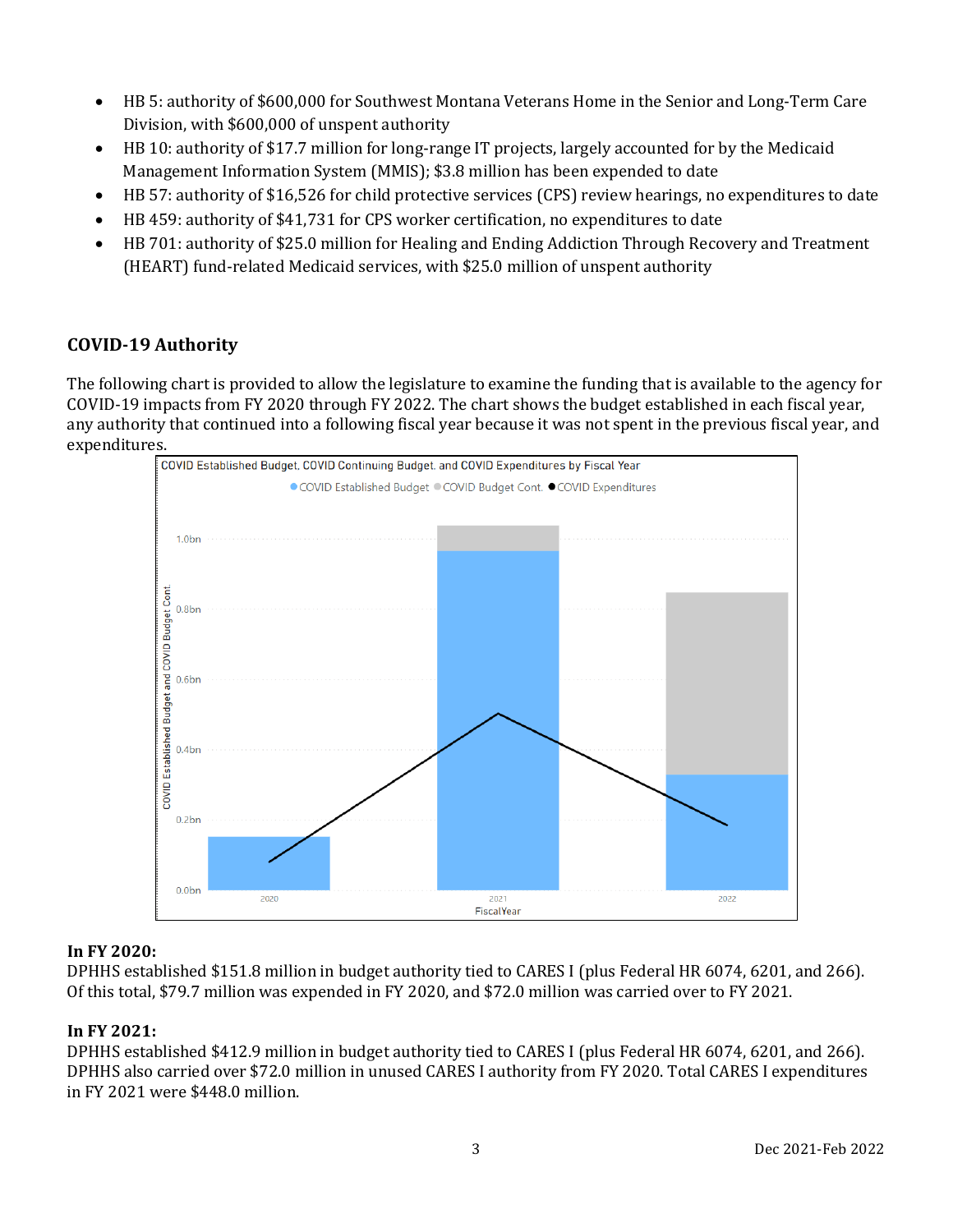- HB 5: authority of $600,000 for Southwest Montana Veterans Home in the Senior and Long-Term Care Division, with $600,000 of unspent authority
- HB 10: authority of $17.7 million for long-range IT projects, largely accounted for by the Medicaid Management Information System (MMIS); $3.8 million has been expended to date
- HB 57: authority of $16,526 for child protective services (CPS) review hearings, no expenditures to date
- HB 459: authority of $41,731 for CPS worker certification, no expenditures to date
- HB 701: authority of $25.0 million for Healing and Ending Addiction Through Recovery and Treatment (HEART) fund-related Medicaid services, with $25.0 million of unspent authority

## COVID-19 Authority

The following chart is provided to allow the legislature to examine the funding that is available to the agency for COVID-19 impacts from FY 2020 through FY 2022. The chart shows the budget established in each fiscal year, any authority that continued into a following fiscal year because it was not spent in the previous fiscal year, and expenditures.

COVID Established Budget, COVID Continuing Budget, and COVID Expenditures by Fiscal Year

**In FY 2020:**
DPHHS established $151.8 million in budget authority tied to CARES I (plus Federal HR 6074, 6201, and 266). Of this total, $79.7 million was expended in FY 2020, and $72.0 million was carried over to FY 2021.

**In FY 2021:**
DPHHS established $412.9 million in budget authority tied to CARES I (plus Federal HR 6074, 6201, and 266). DPHHS also carried over $72.0 million in unused CARES I authority from FY 2020. Total CARES I expenditures in FY 2021 were $448.0 million.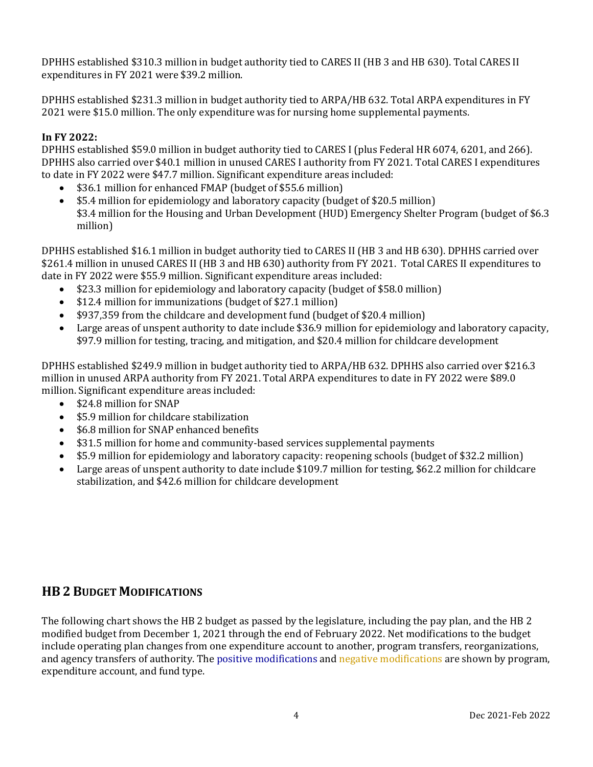DPHHS established $310.3 million in budget authority tied to CARES II (HB 3 and HB 630). Total CARES II expenditures in FY 2021 were $39.2 million.

DPHHS established $231.3 million in budget authority tied to ARPA/HB 632. Total ARPA expenditures in FY 2021 were $15.0 million. The only expenditure was for nursing home supplemental payments.

**In FY 2022:**
DPHHS established $59.0 million in budget authority tied to CARES I (plus Federal HR 6074, 6201, and 266). DPHHS also carried over $40.1 million in unused CARES I authority from FY 2021. Total CARES I expenditures to date in FY 2022 were $47.7 million. Significant expenditure areas included:

- $36.1 million for enhanced FMAP (budget of $55.6 million)
- $5.4 million for epidemiology and laboratory capacity (budget of $20.5 million)
  $3.4 million for the Housing and Urban Development (HUD) Emergency Shelter Program (budget of $6.3 million)

DPHHS established $16.1 million in budget authority tied to CARES II (HB 3 and HB 630). DPHHS carried over $261.4 million in unused CARES II (HB 3 and HB 630) authority from FY 2021. Total CARES II expenditures to date in FY 2022 were $55.9 million. Significant expenditure areas included:

- $23.3 million for epidemiology and laboratory capacity (budget of $58.0 million)
- $12.4 million for immunizations (budget of $27.1 million)
- $937,359 from the childcare and development fund (budget of $20.4 million)
- Large areas of unspent authority to date include $36.9 million for epidemiology and laboratory capacity, $97.9 million for testing, tracing, and mitigation, and $20.4 million for childcare development

DPHHS established $249.9 million in budget authority tied to ARPA/HB 632. DPHHS also carried over $216.3 million in unused ARPA authority from FY 2021. Total ARPA expenditures to date in FY 2022 were $89.0 million. Significant expenditure areas included:

- $24.8 million for SNAP
- $5.9 million for childcare stabilization
- $6.8 million for SNAP enhanced benefits
- $31.5 million for home and community-based services supplemental payments
- $5.9 million for epidemiology and laboratory capacity: reopening schools (budget of $32.2 million)
- Large areas of unspent authority to date include $109.7 million for testing, $62.2 million for childcare stabilization, and $42.6 million for childcare development

## HB 2 Budget Modifications

The following chart shows the HB 2 budget as passed by the legislature, including the pay plan, and the HB 2 modified budget from December 1, 2021 through the end of February 2022. Net modifications to the budget include operating plan changes from one expenditure account to another, program transfers, reorganizations, and agency transfers of authority. The positive modifications and negative modifications are shown by program, expenditure account, and fund type.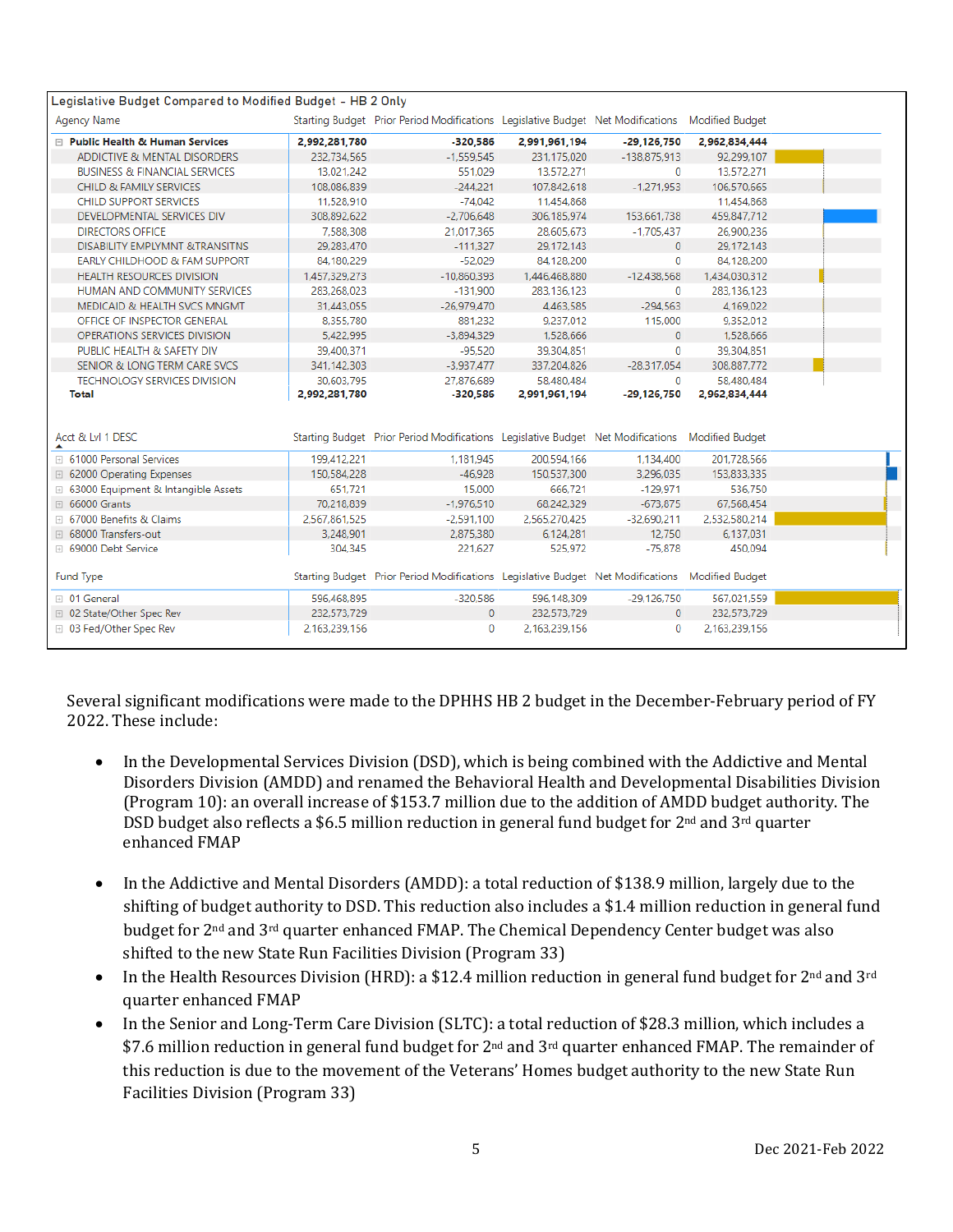**Legislative Budget Compared to Modified Budget - HB 2 Only**

| Agency Name | Starting Budget | Prior Period Modifications | Legislative Budget | Net Modifications | Modified Budget |
|---|---|---|---|---|---|
| **Public Health & Human Services** | **2,992,281,780** | **-320,586** | **2,991,961,194** | **-29,126,750** | **2,962,834,444** |
| ADDICTIVE & MENTAL DISORDERS | 232,734,565 | -1,559,545 | 231,175,020 | -138,875,913 | 92,299,107 |
| BUSINESS & FINANCIAL SERVICES | 13,021,242 | 551,029 | 13,572,271 | 0 | 13,572,271 |
| CHILD & FAMILY SERVICES | 108,086,839 | -244,221 | 107,842,618 | -1,271,953 | 106,570,665 |
| CHILD SUPPORT SERVICES | 11,528,910 | -74,042 | 11,454,868 | | 11,454,868 |
| DEVELOPMENTAL SERVICES DIV | 308,892,622 | -2,706,648 | 306,185,974 | 153,661,738 | 459,847,712 |
| DIRECTORS OFFICE | 7,588,308 | 21,017,365 | 28,605,673 | -1,705,437 | 26,900,236 |
| DISABILITY EMPLYMNT &TRANSITNS | 29,283,470 | -111,327 | 29,172,143 | 0 | 29,172,143 |
| EARLY CHILDHOOD & FAM SUPPORT | 84,180,229 | -52,029 | 84,128,200 | 0 | 84,128,200 |
| HEALTH RESOURCES DIVISION | 1,457,329,273 | -10,860,393 | 1,446,468,880 | -12,438,568 | 1,434,030,312 |
| HUMAN AND COMMUNITY SERVICES | 283,268,023 | -131,900 | 283,136,123 | 0 | 283,136,123 |
| MEDICAID & HEALTH SVCS MNGMT | 31,443,055 | -26,979,470 | 4,463,585 | -294,563 | 4,169,022 |
| OFFICE OF INSPECTOR GENERAL | 8,355,780 | 881,232 | 9,237,012 | 115,000 | 9,352,012 |
| OPERATIONS SERVICES DIVISION | 5,422,995 | -3,894,329 | 1,528,666 | 0 | 1,528,666 |
| PUBLIC HEALTH & SAFETY DIV | 39,400,371 | -95,520 | 39,304,851 | 0 | 39,304,851 |
| SENIOR & LONG TERM CARE SVCS | 341,142,303 | -3,937,477 | 337,204,826 | -28,317,054 | 308,887,772 |
| TECHNOLOGY SERVICES DIVISION | 30,603,795 | 27,876,689 | 58,480,484 | 0 | 58,480,484 |
| **Total** | **2,992,281,780** | **-320,586** | **2,991,961,194** | **-29,126,750** | **2,962,834,444** |

| Acct & Lvl 1 DESC | Starting Budget | Prior Period Modifications | Legislative Budget | Net Modifications | Modified Budget |
|---|---|---|---|---|---|
| 61000 Personal Services | 199,412,221 | 1,181,945 | 200,594,166 | 1,134,400 | 201,728,566 |
| 62000 Operating Expenses | 150,584,228 | -46,928 | 150,537,300 | 3,296,035 | 153,833,335 |
| 63000 Equipment & Intangible Assets | 651,721 | 15,000 | 666,721 | -129,971 | 536,750 |
| 66000 Grants | 70,218,839 | -1,976,510 | 68,242,329 | -673,875 | 67,568,454 |
| 67000 Benefits & Claims | 2,567,861,525 | -2,591,100 | 2,565,270,425 | -32,690,211 | 2,532,580,214 |
| 68000 Transfers-out | 3,248,901 | 2,875,380 | 6,124,281 | 12,750 | 6,137,031 |
| 69000 Debt Service | 304,345 | 221,627 | 525,972 | -75,878 | 450,094 |

| Fund Type | Starting Budget | Prior Period Modifications | Legislative Budget | Net Modifications | Modified Budget |
|---|---|---|---|---|---|
| 01 General | 596,468,895 | -320,586 | 596,148,309 | -29,126,750 | 567,021,559 |
| 02 State/Other Spec Rev | 232,573,729 | 0 | 232,573,729 | 0 | 232,573,729 |
| 03 Fed/Other Spec Rev | 2,163,239,156 | 0 | 2,163,239,156 | 0 | 2,163,239,156 |

Several significant modifications were made to the DPHHS HB 2 budget in the December-February period of FY 2022. These include:

- In the Developmental Services Division (DSD), which is being combined with the Addictive and Mental Disorders Division (AMDD) and renamed the Behavioral Health and Developmental Disabilities Division (Program 10): an overall increase of $153.7 million due to the addition of AMDD budget authority. The DSD budget also reflects a $6.5 million reduction in general fund budget for 2nd and 3rd quarter enhanced FMAP

- In the Addictive and Mental Disorders (AMDD): a total reduction of $138.9 million, largely due to the shifting of budget authority to DSD. This reduction also includes a $1.4 million reduction in general fund budget for 2nd and 3rd quarter enhanced FMAP. The Chemical Dependency Center budget was also shifted to the new State Run Facilities Division (Program 33)
- In the Health Resources Division (HRD): a $12.4 million reduction in general fund budget for 2nd and 3rd quarter enhanced FMAP
- In the Senior and Long-Term Care Division (SLTC): a total reduction of $28.3 million, which includes a $7.6 million reduction in general fund budget for 2nd and 3rd quarter enhanced FMAP. The remainder of this reduction is due to the movement of the Veterans' Homes budget authority to the new State Run Facilities Division (Program 33)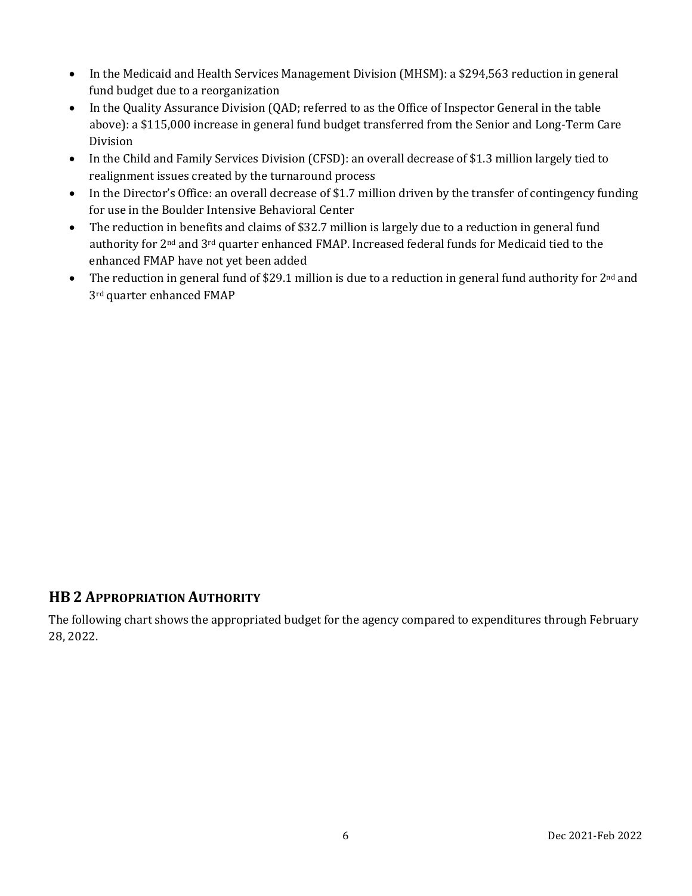- In the Medicaid and Health Services Management Division (MHSM): a $294,563 reduction in general fund budget due to a reorganization
- In the Quality Assurance Division (QAD; referred to as the Office of Inspector General in the table above): a $115,000 increase in general fund budget transferred from the Senior and Long-Term Care Division
- In the Child and Family Services Division (CFSD): an overall decrease of $1.3 million largely tied to realignment issues created by the turnaround process
- In the Director's Office: an overall decrease of $1.7 million driven by the transfer of contingency funding for use in the Boulder Intensive Behavioral Center
- The reduction in benefits and claims of $32.7 million is largely due to a reduction in general fund authority for 2nd and 3rd quarter enhanced FMAP. Increased federal funds for Medicaid tied to the enhanced FMAP have not yet been added
- The reduction in general fund of $29.1 million is due to a reduction in general fund authority for 2nd and 3rd quarter enhanced FMAP

## HB 2 Appropriation Authority

The following chart shows the appropriated budget for the agency compared to expenditures through February 28, 2022.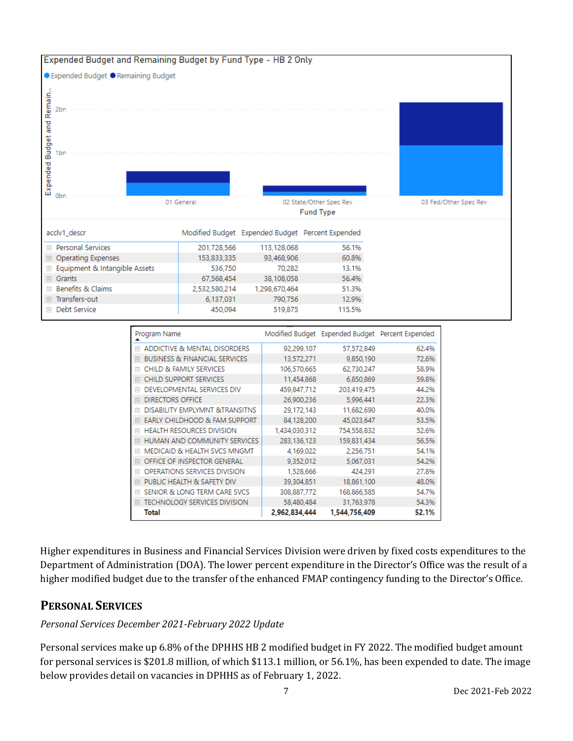Expended Budget and Remaining Budget by Fund Type - HB 2 Only

| acclv1_descr | Modified Budget | Expended Budget | Percent Expended |
|---|---|---|---|
| Personal Services | 201,728,566 | 113,128,068 | 56.1% |
| Operating Expenses | 153,833,335 | 93,468,906 | 60.8% |
| Equipment & Intangible Assets | 536,750 | 70,282 | 13.1% |
| Grants | 67,568,454 | 38,108,058 | 56.4% |
| Benefits & Claims | 2,532,580,214 | 1,298,670,464 | 51.3% |
| Transfers-out | 6,137,031 | 790,756 | 12.9% |
| Debt Service | 450,094 | 519,875 | 115.5% |

| Program Name | Modified Budget | Expended Budget | Percent Expended |
|---|---|---|---|
| ADDICTIVE & MENTAL DISORDERS | 92,299,107 | 57,572,849 | 62.4% |
| BUSINESS & FINANCIAL SERVICES | 13,572,271 | 9,850,190 | 72.6% |
| CHILD & FAMILY SERVICES | 106,570,665 | 62,730,247 | 58.9% |
| CHILD SUPPORT SERVICES | 11,454,868 | 6,850,869 | 59.8% |
| DEVELOPMENTAL SERVICES DIV | 459,847,712 | 203,419,475 | 44.2% |
| DIRECTORS OFFICE | 26,900,236 | 5,996,441 | 22.3% |
| DISABILITY EMPLYMNT &TRANSITNS | 29,172,143 | 11,682,690 | 40.0% |
| EARLY CHILDHOOD & FAM SUPPORT | 84,128,200 | 45,023,647 | 53.5% |
| HEALTH RESOURCES DIVISION | 1,434,030,312 | 754,558,832 | 52.6% |
| HUMAN AND COMMUNITY SERVICES | 283,136,123 | 159,831,434 | 56.5% |
| MEDICAID & HEALTH SVCS MNGMT | 4,169,022 | 2,256,751 | 54.1% |
| OFFICE OF INSPECTOR GENERAL | 9,352,012 | 5,067,031 | 54.2% |
| OPERATIONS SERVICES DIVISION | 1,528,666 | 424,291 | 27.8% |
| PUBLIC HEALTH & SAFETY DIV | 39,304,851 | 18,861,100 | 48.0% |
| SENIOR & LONG TERM CARE SVCS | 308,887,772 | 168,866,585 | 54.7% |
| TECHNOLOGY SERVICES DIVISION | 58,480,484 | 31,763,978 | 54.3% |
| **Total** | **2,962,834,444** | **1,544,756,409** | **52.1%** |

Higher expenditures in Business and Financial Services Division were driven by fixed costs expenditures to the Department of Administration (DOA). The lower percent expenditure in the Director's Office was the result of a higher modified budget due to the transfer of the enhanced FMAP contingency funding to the Director's Office.

## Personal Services

*Personal Services December 2021-February 2022 Update*

Personal services make up 6.8% of the DPHHS HB 2 modified budget in FY 2022. The modified budget amount for personal services is $201.8 million, of which $113.1 million, or 56.1%, has been expended to date. The image below provides detail on vacancies in DPHHS as of February 1, 2022.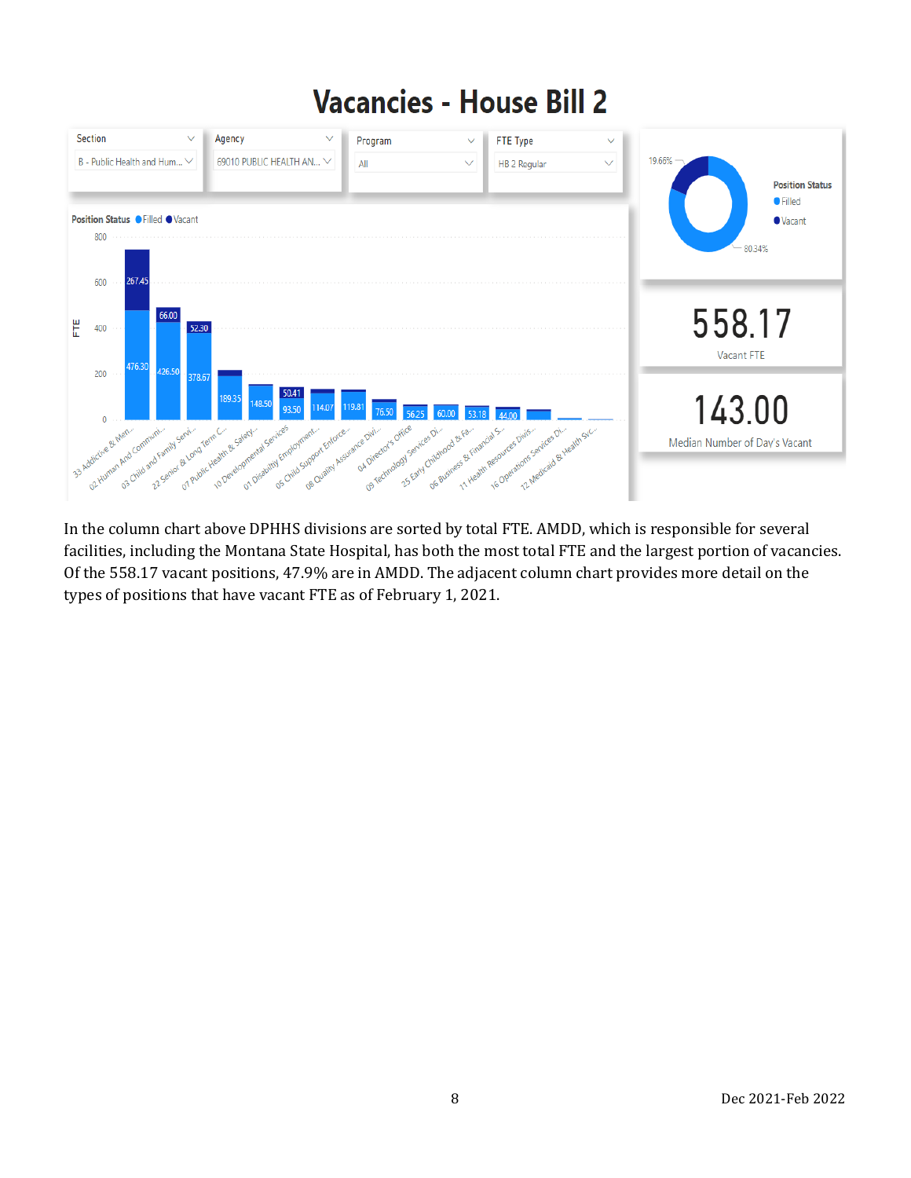# Vacancies - House Bill 2

| Section | Agency | Program | FTE Type |
|---|---|---|---|
| B - Public Health and Hum... | 69010 PUBLIC HEALTH AN... | All | HB 2 Regular |

Position Status: Filled 80.34%, Vacant 19.66%

**558.17**
Vacant FTE

**143.00**
Median Number of Day's Vacant

| Division | Filled | Vacant |
|---|---|---|
| 33 Addictive & Men... | 476.30 | 267.45 |
| 02 Human And Communi... | 426.50 | 66.00 |
| 03 Child and Family Servi... | 378.67 | 52.30 |
| 22 Senior & Long Term C... | 189.35 | |
| 07 Public Health & Safety... | 148.50 | |
| 10 Developmental Services | 93.50 | 50.41 |
| 01 Disability Employment... | 114.07 | |
| 05 Child Support Enforce... | 119.81 | |
| 08 Quality Assurance Divi... | 76.50 | |
| 04 Director's Office | 56.25 | |
| 09 Technology Services Di... | 60.00 | |
| 25 Early Childhood & Fa... | 53.18 | |
| 06 Business & Financial S... | 44.00 | |
| 11 Health Resources Divis... | | |
| 16 Operations Services Di... | | |
| 12 Medicaid & Health Svc... | | |

In the column chart above DPHHS divisions are sorted by total FTE. AMDD, which is responsible for several facilities, including the Montana State Hospital, has both the most total FTE and the largest portion of vacancies. Of the 558.17 vacant positions, 47.9% are in AMDD. The adjacent column chart provides more detail on the types of positions that have vacant FTE as of February 1, 2021.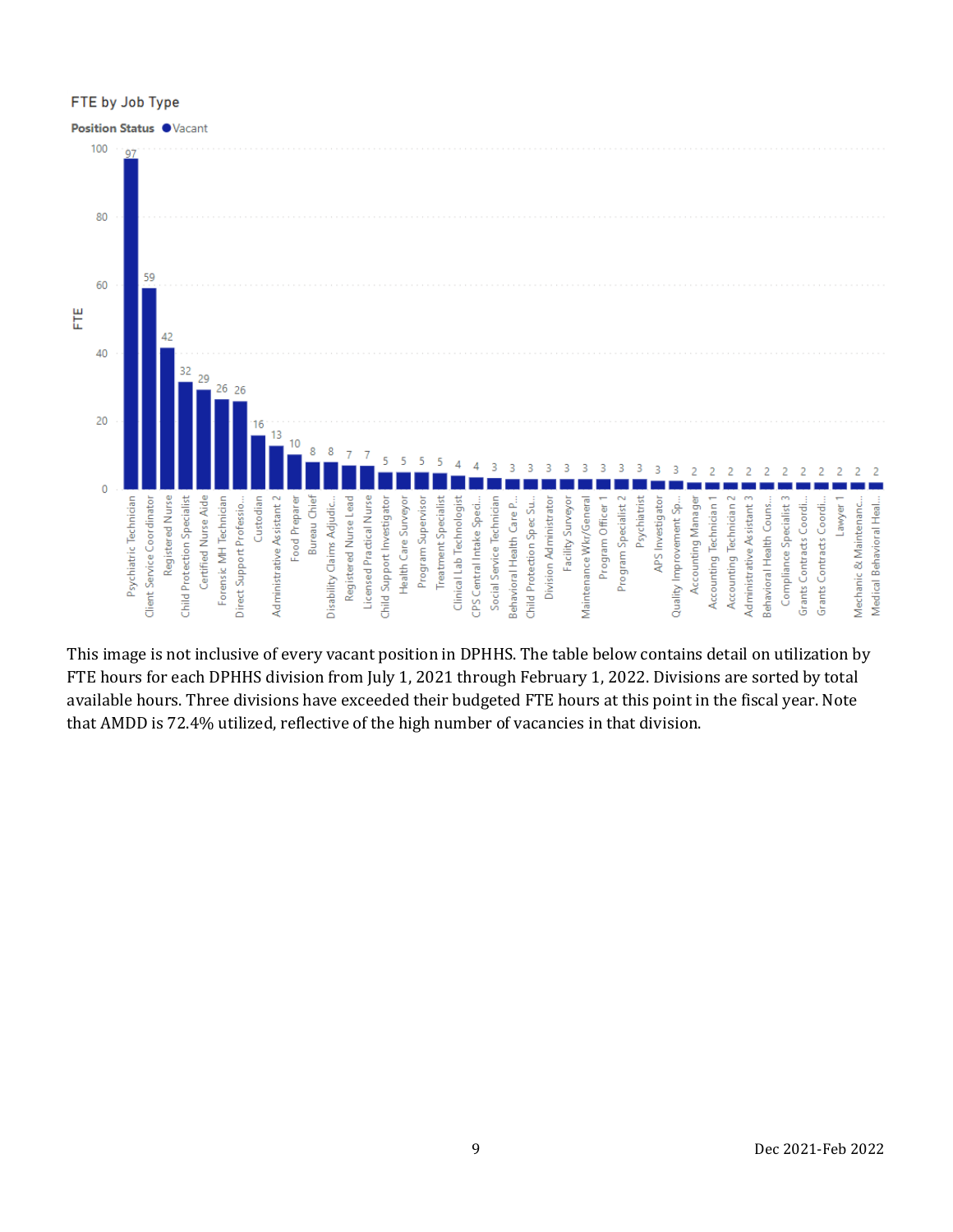FTE by Job Type

Position Status ● Vacant

| Job Type | FTE |
| --- | --- |
| Psychiatric Technician | 97 |
| Client Service Coordinator | 59 |
| Registered Nurse | 42 |
| Child Protection Specialist | 32 |
| Certified Nurse Aide | 29 |
| Forensic MH Technician | 26 |
| Direct Support Professio... | 26 |
| Custodian | 16 |
| Administrative Assistant 2 | 13 |
| Food Preparer | 10 |
| Bureau Chief | 8 |
| Disability Claims Adjudic... | 8 |
| Registered Nurse Lead | 7 |
| Licensed Practical Nurse | 7 |
| Child Support Investigator | 5 |
| Health Care Surveyor | 5 |
| Program Supervisor | 5 |
| Treatment Specialist | 5 |
| Clinical Lab Technologist | 4 |
| CPS Central Intake Speci... | 4 |
| Social Service Technician | 3 |
| Behavioral Health Care P... | 3 |
| Child Protection Spec Su... | 3 |
| Division Administrator | 3 |
| Facility Surveyor | 3 |
| Maintenance Wkr/General | 3 |
| Program Officer 1 | 3 |
| Program Specialist 2 | 3 |
| Psychiatrist | 3 |
| APS Investigator | 3 |
| Quality Improvement Sp... | 3 |
| Accounting Manager | 2 |
| Accounting Technician 1 | 2 |
| Accounting Technician 2 | 2 |
| Administrative Assistant 3 | 2 |
| Behavioral Health Couns... | 2 |
| Compliance Specialist 3 | 2 |
| Grants Contracts Coordi... | 2 |
| Grants Contracts Coordi... | 2 |
| Lawyer 1 | 2 |
| Mechanic & Maintenanc... | 2 |
| Medical Behavioral Heal... | 2 |

This image is not inclusive of every vacant position in DPHHS. The table below contains detail on utilization by FTE hours for each DPHHS division from July 1, 2021 through February 1, 2022. Divisions are sorted by total available hours. Three divisions have exceeded their budgeted FTE hours at this point in the fiscal year. Note that AMDD is 72.4% utilized, reflective of the high number of vacancies in that division.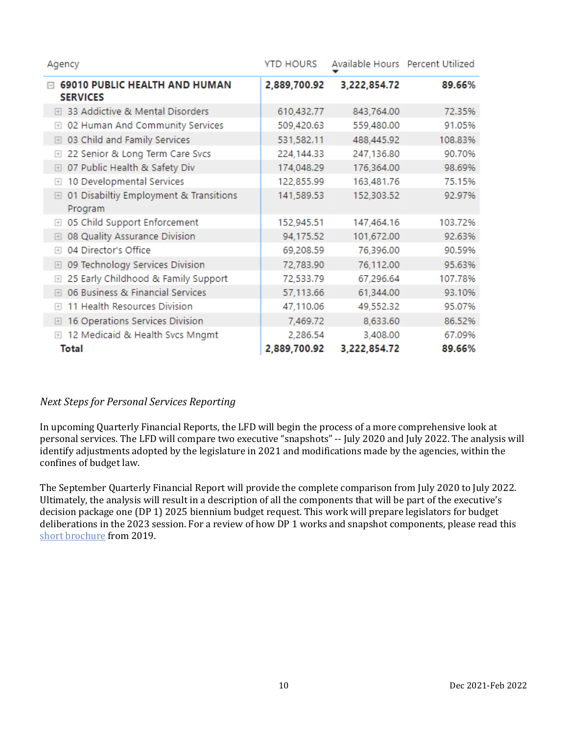| Agency | YTD HOURS | Available Hours | Percent Utilized |
|---|---|---|---|
| **69010 PUBLIC HEALTH AND HUMAN SERVICES** | **2,889,700.92** | **3,222,854.72** | **89.66%** |
| 33 Addictive & Mental Disorders | 610,432.77 | 843,764.00 | 72.35% |
| 02 Human And Community Services | 509,420.63 | 559,480.00 | 91.05% |
| 03 Child and Family Services | 531,582.11 | 488,445.92 | 108.83% |
| 22 Senior & Long Term Care Svcs | 224,144.33 | 247,136.80 | 90.70% |
| 07 Public Health & Safety Div | 174,048.29 | 176,364.00 | 98.69% |
| 10 Developmental Services | 122,855.99 | 163,481.76 | 75.15% |
| 01 Disabiltiy Employment & Transitions Program | 141,589.53 | 152,303.52 | 92.97% |
| 05 Child Support Enforcement | 152,945.51 | 147,464.16 | 103.72% |
| 08 Quality Assurance Division | 94,175.52 | 101,672.00 | 92.63% |
| 04 Director's Office | 69,208.59 | 76,396.00 | 90.59% |
| 09 Technology Services Division | 72,783.90 | 76,112.00 | 95.63% |
| 25 Early Childhood & Family Support | 72,533.79 | 67,296.64 | 107.78% |
| 06 Business & Financial Services | 57,113.66 | 61,344.00 | 93.10% |
| 11 Health Resources Division | 47,110.06 | 49,552.32 | 95.07% |
| 16 Operations Service Division | 7,469.72 | 8,633.60 | 86.52% |
| 12 Medicaid & Health Svcs Mngmt | 2,286.54 | 3,408.00 | 67.09% |
| **Total** | **2,889,700.92** | **3,222,854.72** | **89.66%** |

*Next Steps for Personal Services Reporting*

In upcoming Quarterly Financial Reports, the LFD will begin the process of a more comprehensive look at personal services. The LFD will compare two executive "snapshots" -- July 2020 and July 2022. The analysis will identify adjustments adopted by the legislature in 2021 and modifications made by the agencies, within the confines of budget law.

The September Quarterly Financial Report will provide the complete comparison from July 2020 to July 2022. Ultimately, the analysis will result in a description of all the components that will be part of the executive's decision package one (DP 1) 2025 biennium budget request. This work will prepare legislators for budget deliberations in the 2023 session. For a review of how DP 1 works and snapshot components, please read this short brochure from 2019.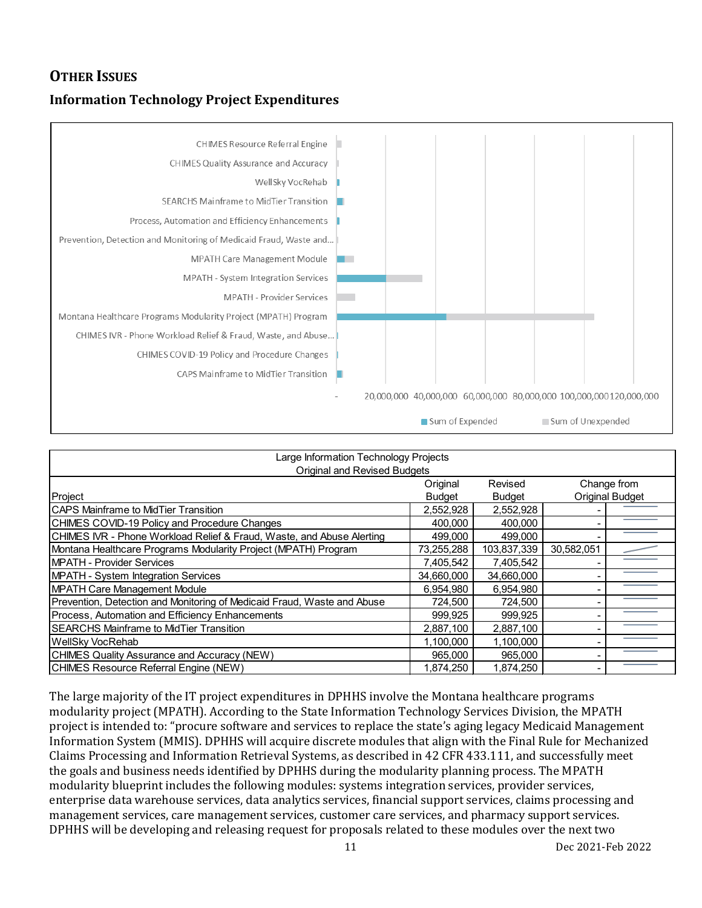## OTHER ISSUES

### Information Technology Project Expenditures

| Large Information Technology Projects<br>Original and Revised Budgets | | | | |
|---|---|---|---|---|
| Project | Original Budget | Revised Budget | Change from Original Budget | |
| CAPS Mainframe to MidTier Transition | 2,552,928 | 2,552,928 | - | |
| CHIMES COVID-19 Policy and Procedure Changes | 400,000 | 400,000 | - | |
| CHIMES IVR - Phone Workload Relief & Fraud, Waste, and Abuse Alerting | 499,000 | 499,000 | - | |
| Montana Healthcare Programs Modularity Project (MPATH) Program | 73,255,288 | 103,837,339 | 30,582,051 | |
| MPATH - Provider Services | 7,405,542 | 7,405,542 | - | |
| MPATH - System Integration Services | 34,660,000 | 34,660,000 | - | |
| MPATH Care Management Module | 6,954,980 | 6,954,980 | - | |
| Prevention, Detection and Monitoring of Medicaid Fraud, Waste and Abuse | 724,500 | 724,500 | - | |
| Process, Automation and Efficiency Enhancements | 999,925 | 999,925 | - | |
| SEARCHS Mainframe to MidTier Transition | 2,887,100 | 2,887,100 | - | |
| WellSky VocRehab | 1,100,000 | 1,100,000 | - | |
| CHIMES Quality Assurance and Accuracy (NEW) | 965,000 | 965,000 | - | |
| CHIMES Resource Referral Engine (NEW) | 1,874,250 | 1,874,250 | - | |

The large majority of the IT project expenditures in DPHHS involve the Montana healthcare programs modularity project (MPATH). According to the State Information Technology Services Division, the MPATH project is intended to: "procure software and services to replace the state's aging legacy Medicaid Management Information System (MMIS). DPHHS will acquire discrete modules that align with the Final Rule for Mechanized Claims Processing and Information Retrieval Systems, as described in 42 CFR 433.111, and successfully meet the goals and business needs identified by DPHHS during the modularity planning process. The MPATH modularity blueprint includes the following modules: systems integration services, provider services, enterprise data warehouse services, data analytics services, financial support services, claims processing and management services, care management services, customer care services, and pharmacy support services. DPHHS will be developing and releasing request for proposals related to these modules over the next two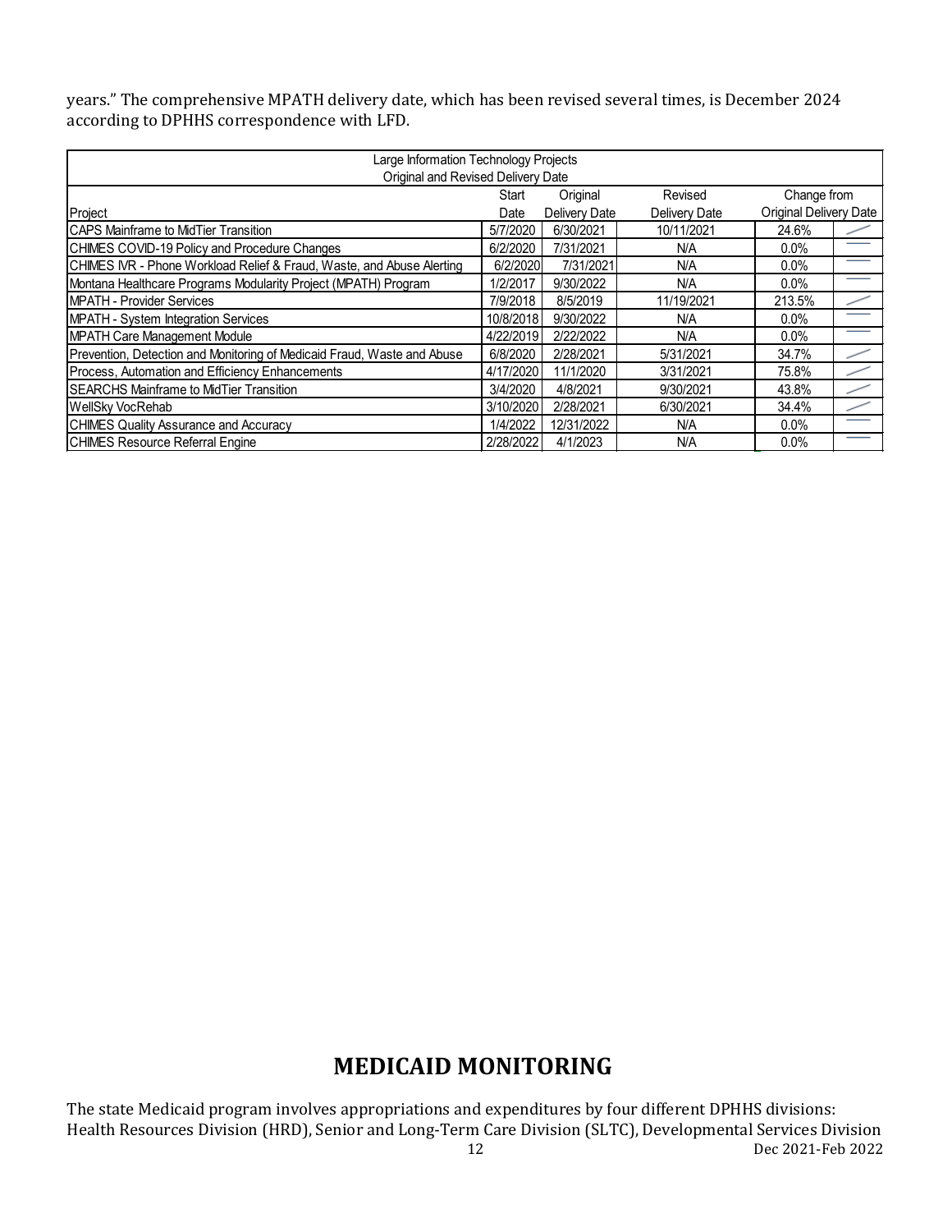years." The comprehensive MPATH delivery date, which has been revised several times, is December 2024 according to DPHHS correspondence with LFD.

| Large Information Technology Projects<br>Original and Revised Delivery Date | | | | | |
|---|---|---|---|---|---|
| Project | Start Date | Original Delivery Date | Revised Delivery Date | Change from Original Delivery Date | |
| CAPS Mainframe to MidTier Transition | 5/7/2020 | 6/30/2021 | 10/11/2021 | 24.6% | |
| CHIMES COVID-19 Policy and Procedure Changes | 6/2/2020 | 7/31/2021 | N/A | 0.0% | |
| CHIMES IVR - Phone Workload Relief & Fraud, Waste, and Abuse Alerting | 6/2/2020 | 7/31/2021 | N/A | 0.0% | |
| Montana Healthcare Programs Modularity Project (MPATH) Program | 1/2/2017 | 9/30/2022 | N/A | 0.0% | |
| MPATH - Provider Services | 7/9/2018 | 8/5/2019 | 11/19/2021 | 213.5% | |
| MPATH - System Integration Services | 10/8/2018 | 9/30/2022 | N/A | 0.0% | |
| MPATH Care Management Module | 4/22/2019 | 2/22/2022 | N/A | 0.0% | |
| Prevention, Detection and Monitoring of Medicaid Fraud, Waste and Abuse | 6/8/2020 | 2/28/2021 | 5/31/2021 | 34.7% | |
| Process, Automation and Efficiency Enhancements | 4/17/2020 | 11/1/2020 | 3/31/2021 | 75.8% | |
| SEARCHS Mainframe to MidTier Transition | 3/4/2020 | 4/8/2021 | 9/30/2021 | 43.8% | |
| WellSky VocRehab | 3/10/2020 | 2/28/2021 | 6/30/2021 | 34.4% | |
| CHIMES Quality Assurance and Accuracy | 1/4/2022 | 12/31/2022 | N/A | 0.0% | |
| CHIMES Resource Referral Engine | 2/28/2022 | 4/1/2023 | N/A | 0.0% | |

# MEDICAID MONITORING

The state Medicaid program involves appropriations and expenditures by four different DPHHS divisions: Health Resources Division (HRD), Senior and Long-Term Care Division (SLTC), Developmental Services Division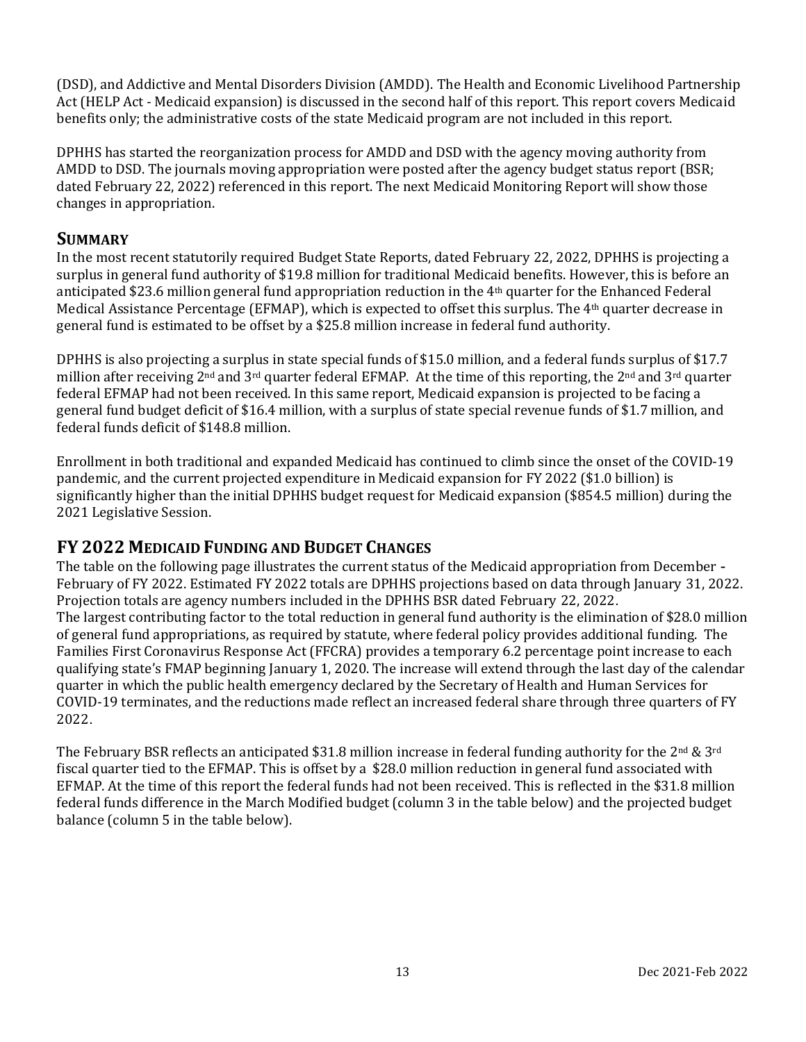(DSD), and Addictive and Mental Disorders Division (AMDD). The Health and Economic Livelihood Partnership Act (HELP Act - Medicaid expansion) is discussed in the second half of this report. This report covers Medicaid benefits only; the administrative costs of the state Medicaid program are not included in this report.

DPHHS has started the reorganization process for AMDD and DSD with the agency moving authority from AMDD to DSD. The journals moving appropriation were posted after the agency budget status report (BSR; dated February 22, 2022) referenced in this report. The next Medicaid Monitoring Report will show those changes in appropriation.

## SUMMARY

In the most recent statutorily required Budget State Reports, dated February 22, 2022, DPHHS is projecting a surplus in general fund authority of $19.8 million for traditional Medicaid benefits. However, this is before an anticipated $23.6 million general fund appropriation reduction in the 4th quarter for the Enhanced Federal Medical Assistance Percentage (EFMAP), which is expected to offset this surplus. The 4th quarter decrease in general fund is estimated to be offset by a $25.8 million increase in federal fund authority.

DPHHS is also projecting a surplus in state special funds of $15.0 million, and a federal funds surplus of $17.7 million after receiving 2nd and 3rd quarter federal EFMAP. At the time of this reporting, the 2nd and 3rd quarter federal EFMAP had not been received. In this same report, Medicaid expansion is projected to be facing a general fund budget deficit of $16.4 million, with a surplus of state special revenue funds of $1.7 million, and federal funds deficit of $148.8 million.

Enrollment in both traditional and expanded Medicaid has continued to climb since the onset of the COVID-19 pandemic, and the current projected expenditure in Medicaid expansion for FY 2022 ($1.0 billion) is significantly higher than the initial DPHHS budget request for Medicaid expansion ($854.5 million) during the 2021 Legislative Session.

## FY 2022 MEDICAID FUNDING AND BUDGET CHANGES

The table on the following page illustrates the current status of the Medicaid appropriation from December - February of FY 2022. Estimated FY 2022 totals are DPHHS projections based on data through January 31, 2022. Projection totals are agency numbers included in the DPHHS BSR dated February 22, 2022.

The largest contributing factor to the total reduction in general fund authority is the elimination of $28.0 million of general fund appropriations, as required by statute, where federal policy provides additional funding. The Families First Coronavirus Response Act (FFCRA) provides a temporary 6.2 percentage point increase to each qualifying state's FMAP beginning January 1, 2020. The increase will extend through the last day of the calendar quarter in which the public health emergency declared by the Secretary of Health and Human Services for COVID-19 terminates, and the reductions made reflect an increased federal share through three quarters of FY 2022.

The February BSR reflects an anticipated $31.8 million increase in federal funding authority for the 2nd & 3rd fiscal quarter tied to the EFMAP. This is offset by a $28.0 million reduction in general fund associated with EFMAP. At the time of this report the federal funds had not been received. This is reflected in the $31.8 million federal funds difference in the March Modified budget (column 3 in the table below) and the projected budget balance (column 5 in the table below).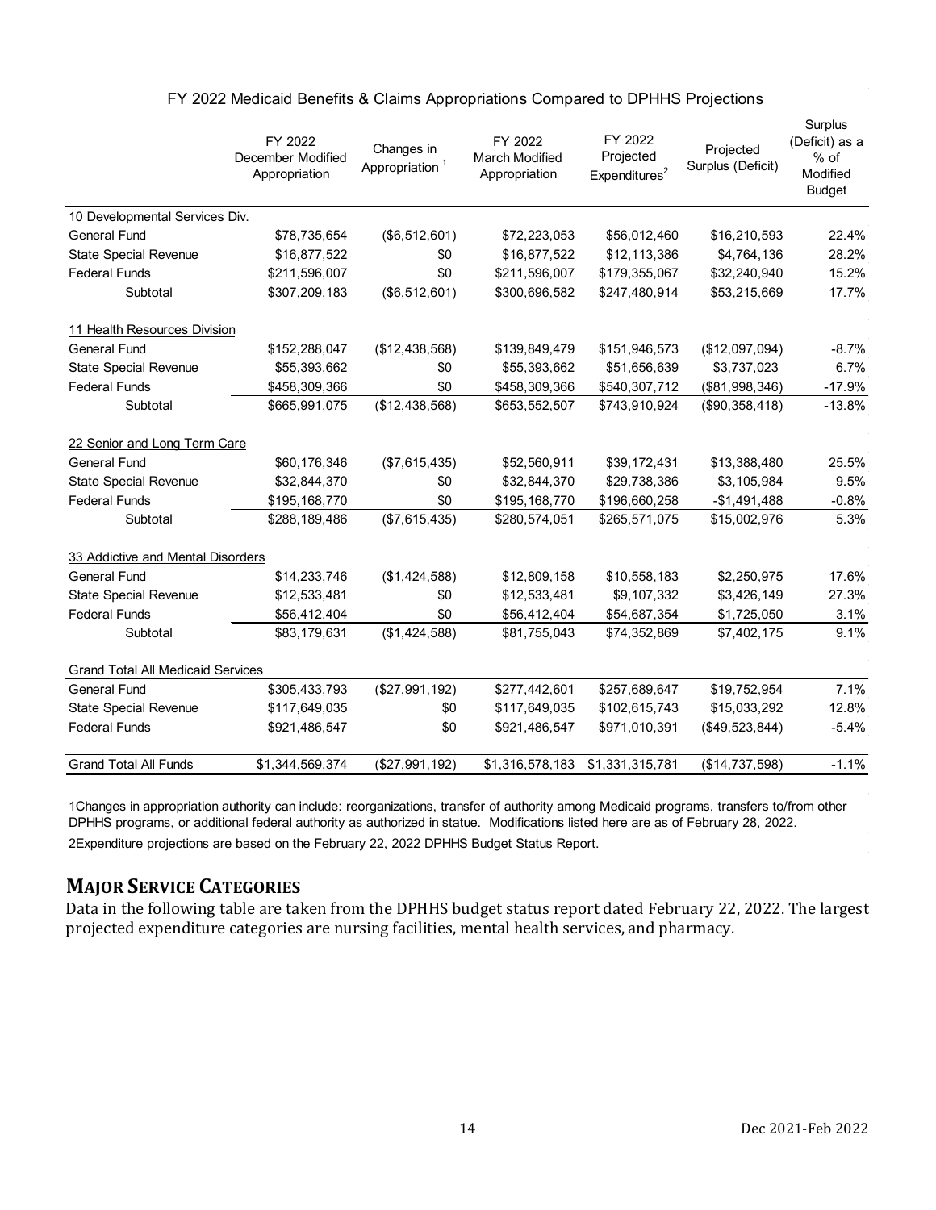FY 2022 Medicaid Benefits & Claims Appropriations Compared to DPHHS Projections

| | FY 2022 December Modified Appropriation | Changes in Appropriation [1] | FY 2022 March Modified Appropriation | FY 2022 Projected Expenditures[2] | Projected Surplus (Deficit) | Surplus (Deficit) as a % of Modified Budget |
|---|---|---|---|---|---|---|
| 10 Developmental Services Div. | | | | | | |
| General Fund | $78,735,654 | ($6,512,601) | $72,223,053 | $56,012,460 | $16,210,593 | 22.4% |
| State Special Revenue | $16,877,522 | $0 | $16,877,522 | $12,113,386 | $4,764,136 | 28.2% |
| Federal Funds | $211,596,007 | $0 | $211,596,007 | $179,355,067 | $32,240,940 | 15.2% |
| Subtotal | $307,209,183 | ($6,512,601) | $300,696,582 | $247,480,914 | $53,215,669 | 17.7% |
| 11 Health Resources Division | | | | | | |
| General Fund | $152,288,047 | ($12,438,568) | $139,849,479 | $151,946,573 | ($12,097,094) | -8.7% |
| State Special Revenue | $55,393,662 | $0 | $55,393,662 | $51,656,639 | $3,737,023 | 6.7% |
| Federal Funds | $458,309,366 | $0 | $458,309,366 | $540,307,712 | ($81,998,346) | -17.9% |
| Subtotal | $665,991,075 | ($12,438,568) | $653,552,507 | $743,910,924 | ($90,358,418) | -13.8% |
| 22 Senior and Long Term Care | | | | | | |
| General Fund | $60,176,346 | ($7,615,435) | $52,560,911 | $39,172,431 | $13,388,480 | 25.5% |
| State Special Revenue | $32,844,370 | $0 | $32,844,370 | $29,738,386 | $3,105,984 | 9.5% |
| Federal Funds | $195,168,770 | $0 | $195,168,770 | $196,660,258 | -$1,491,488 | -0.8% |
| Subtotal | $288,189,486 | ($7,615,435) | $280,574,051 | $265,571,075 | $15,002,976 | 5.3% |
| 33 Addictive and Mental Disorders | | | | | | |
| General Fund | $14,233,746 | ($1,424,588) | $12,809,158 | $10,558,183 | $2,250,975 | 17.6% |
| State Special Revenue | $12,533,481 | $0 | $12,533,481 | $9,107,332 | $3,426,149 | 27.3% |
| Federal Funds | $56,412,404 | $0 | $56,412,404 | $54,687,354 | $1,725,050 | 3.1% |
| Subtotal | $83,179,631 | ($1,424,588) | $81,755,043 | $74,352,869 | $7,402,175 | 9.1% |
| Grand Total All Medicaid Services | | | | | | |
| General Fund | $305,433,793 | ($27,991,192) | $277,442,601 | $257,689,647 | $19,752,954 | 7.1% |
| State Special Revenue | $117,649,035 | $0 | $117,649,035 | $102,615,743 | $15,033,292 | 12.8% |
| Federal Funds | $921,486,547 | $0 | $921,486,547 | $971,010,391 | ($49,523,844) | -5.4% |
| Grand Total All Funds | $1,344,569,374 | ($27,991,192) | $1,316,578,183 | $1,331,315,781 | ($14,737,598) | -1.1% |

1Changes in appropriation authority can include: reorganizations, transfer of authority among Medicaid programs, transfers to/from other DPHHS programs, or additional federal authority as authorized in statue. Modifications listed here are as of February 28, 2022.

2Expenditure projections are based on the February 22, 2022 DPHHS Budget Status Report.

## MAJOR SERVICE CATEGORIES

Data in the following table are taken from the DPHHS budget status report dated February 22, 2022. The largest projected expenditure categories are nursing facilities, mental health services, and pharmacy.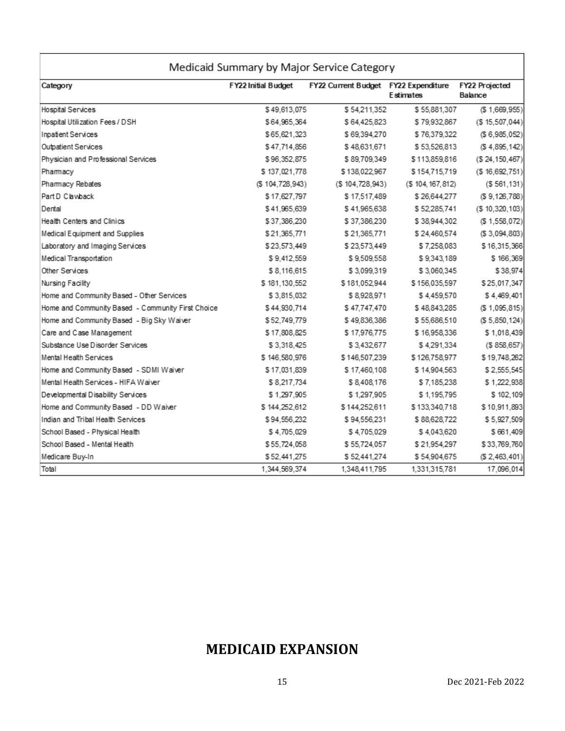| Medicaid Summary by Major Service Category | | | | |
|---|---|---|---|---|
| Category | FY22 Initial Budget | FY22 Current Budget | FY22 Expenditure Estimates | FY22 Projected Balance |
| Hospital Services | $ 49,613,075 | $ 54,211,352 | $ 55,881,307 | ($ 1,669,955) |
| Hospital Utilization Fees / DSH | $ 64,965,364 | $ 64,425,823 | $ 79,932,867 | ($ 15,507,044) |
| Inpatient Services | $ 65,621,323 | $ 69,394,270 | $ 76,379,322 | ($ 6,985,052) |
| Outpatient Services | $ 47,714,856 | $ 48,631,671 | $ 53,526,813 | ($ 4,895,142) |
| Physician and Professional Services | $ 96,352,875 | $ 89,709,349 | $ 113,859,816 | ($ 24,150,467) |
| Pharmacy | $ 137,021,778 | $ 138,022,967 | $ 154,715,719 | ($ 16,692,751) |
| Pharmacy Rebates | ($ 104,728,943) | ($ 104,728,943) | ($ 104,167,812) | ($ 561,131) |
| Part D Clawback | $ 17,627,797 | $ 17,517,489 | $ 26,644,277 | ($ 9,126,788) |
| Dental | $ 41,965,639 | $ 41,965,638 | $ 52,285,741 | ($ 10,320,103) |
| Health Centers and Clinics | $ 37,386,230 | $ 37,386,230 | $ 38,944,302 | ($ 1,558,072) |
| Medical Equipment and Supplies | $ 21,365,771 | $ 21,365,771 | $ 24,460,574 | ($ 3,094,803) |
| Laboratory and Imaging Services | $ 23,573,449 | $ 23,573,449 | $ 7,258,083 | $ 16,315,366 |
| Medical Transportation | $ 9,412,559 | $ 9,509,558 | $ 9,343,189 | $ 166,369 |
| Other Services | $ 8,116,615 | $ 3,099,319 | $ 3,060,345 | $ 38,974 |
| Nursing Facility | $ 181,130,552 | $ 181,052,944 | $ 156,035,597 | $ 25,017,347 |
| Home and Community Based - Other Services | $ 3,815,032 | $ 8,928,971 | $ 4,459,570 | $ 4,469,401 |
| Home and Community Based - Community First Choice | $ 44,930,714 | $ 47,747,470 | $ 48,843,285 | ($ 1,095,815) |
| Home and Community Based - Big Sky Waiver | $ 52,749,779 | $ 49,836,386 | $ 55,686,510 | ($ 5,850,124) |
| Care and Case Management | $ 17,808,825 | $ 17,976,775 | $ 16,958,336 | $ 1,018,439 |
| Substance Use Disorder Services | $ 3,318,425 | $ 3,432,677 | $ 4,291,334 | ($ 858,657) |
| Mental Health Services | $ 146,580,976 | $ 146,507,239 | $ 126,758,977 | $ 19,748,262 |
| Home and Community Based - SDMI Waiver | $ 17,031,839 | $ 17,460,108 | $ 14,904,563 | $ 2,555,545 |
| Mental Health Services - HIFA Waiver | $ 8,217,734 | $ 8,408,176 | $ 7,185,238 | $ 1,222,938 |
| Developmental Disability Services | $ 1,297,905 | $ 1,297,905 | $ 1,195,795 | $ 102,109 |
| Home and Community Based - DD Waiver | $ 144,252,612 | $ 144,252,611 | $ 133,340,718 | $ 10,911,893 |
| Indian and Tribal Health Services | $ 94,556,232 | $ 94,556,231 | $ 88,628,722 | $ 5,927,509 |
| School Based - Physical Health | $ 4,705,029 | $ 4,705,029 | $ 4,043,620 | $ 661,409 |
| School Based - Mental Health | $ 55,724,058 | $ 55,724,057 | $ 21,954,297 | $ 33,769,760 |
| Medicare Buy-In | $ 52,441,275 | $ 52,441,274 | $ 54,904,675 | ($ 2,463,401) |
| Total | 1,344,569,374 | 1,348,411,795 | 1,331,315,781 | 17,096,014 |

## MEDICAID EXPANSION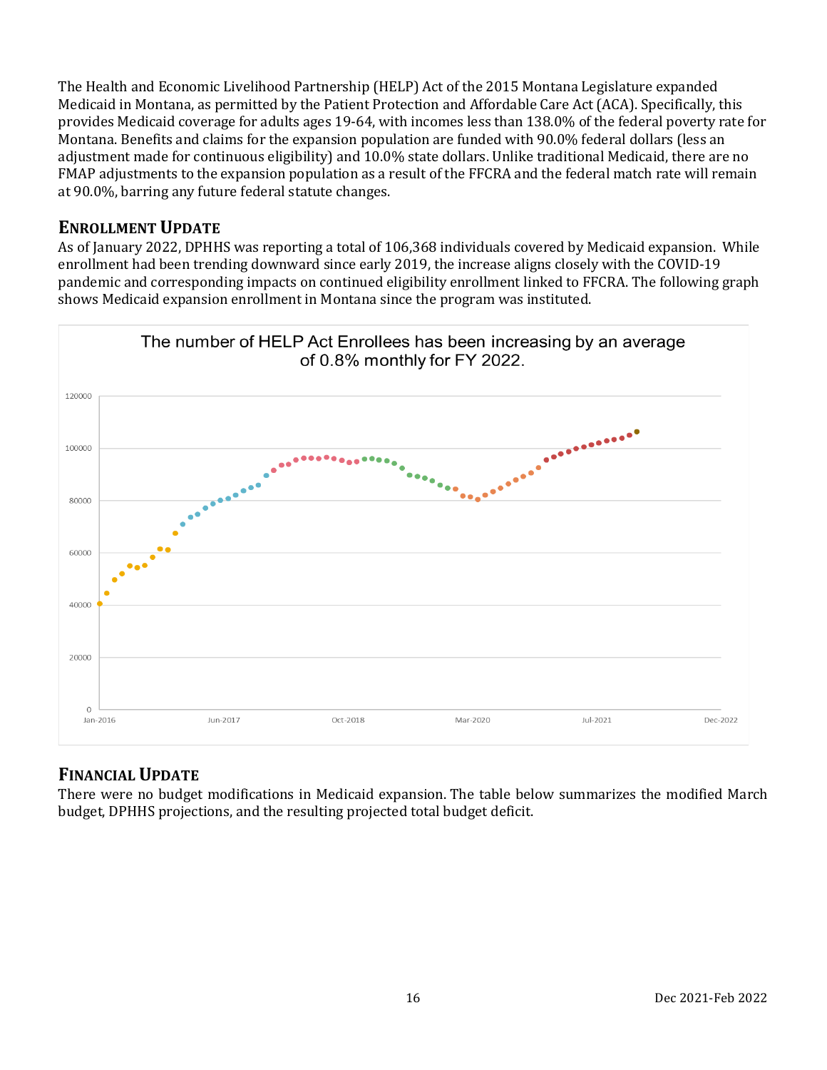The Health and Economic Livelihood Partnership (HELP) Act of the 2015 Montana Legislature expanded Medicaid in Montana, as permitted by the Patient Protection and Affordable Care Act (ACA). Specifically, this provides Medicaid coverage for adults ages 19-64, with incomes less than 138.0% of the federal poverty rate for Montana. Benefits and claims for the expansion population are funded with 90.0% federal dollars (less an adjustment made for continuous eligibility) and 10.0% state dollars. Unlike traditional Medicaid, there are no FMAP adjustments to the expansion population as a result of the FFCRA and the federal match rate will remain at 90.0%, barring any future federal statute changes.

## Enrollment Update

As of January 2022, DPHHS was reporting a total of 106,368 individuals covered by Medicaid expansion. While enrollment had been trending downward since early 2019, the increase aligns closely with the COVID-19 pandemic and corresponding impacts on continued eligibility enrollment linked to FFCRA. The following graph shows Medicaid expansion enrollment in Montana since the program was instituted.

The number of HELP Act Enrollees has been increasing by an average of 0.8% monthly for FY 2022.

## Financial Update

There were no budget modifications in Medicaid expansion. The table below summarizes the modified March budget, DPHHS projections, and the resulting projected total budget deficit.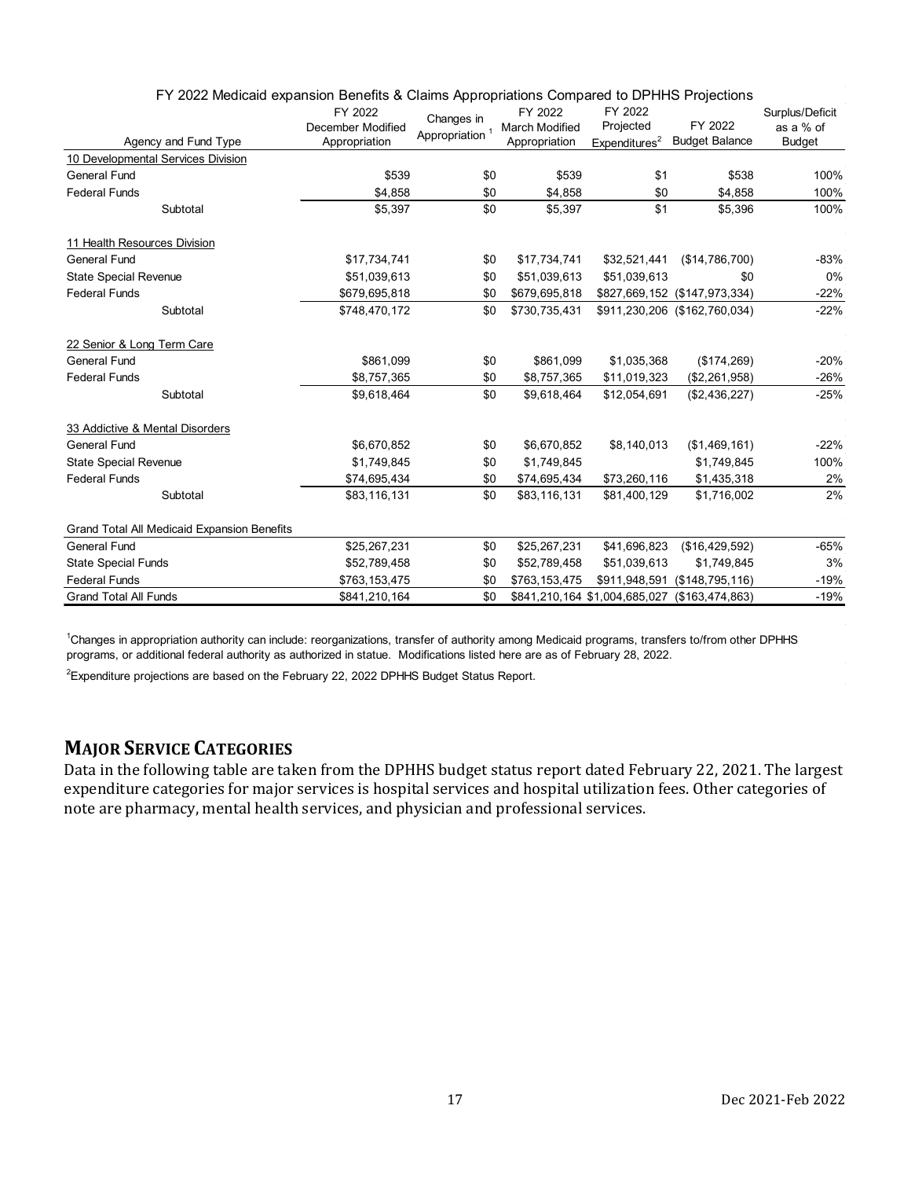FY 2022 Medicaid expansion Benefits & Claims Appropriations Compared to DPHHS Projections

| Agency and Fund Type | FY 2022 December Modified Appropriation | Changes in Appropriation [1] | FY 2022 March Modified Appropriation | FY 2022 Projected Expenditures[2] | FY 2022 Budget Balance | Surplus/Deficit as a % of Budget |
|---|---|---|---|---|---|---|
| 10 Developmental Services Division | | | | | | |
| General Fund | $539 | $0 | $539 | $1 | $538 | 100% |
| Federal Funds | $4,858 | $0 | $4,858 | $0 | $4,858 | 100% |
| Subtotal | $5,397 | $0 | $5,397 | $1 | $5,396 | 100% |
| 11 Health Resources Division | | | | | | |
| General Fund | $17,734,741 | $0 | $17,734,741 | $32,521,441 | ($14,786,700) | -83% |
| State Special Revenue | $51,039,613 | $0 | $51,039,613 | $51,039,613 | $0 | 0% |
| Federal Funds | $679,695,818 | $0 | $679,695,818 | $827,669,152 | ($147,973,334) | -22% |
| Subtotal | $748,470,172 | $0 | $730,735,431 | $911,230,206 | ($162,760,034) | -22% |
| 22 Senior & Long Term Care | | | | | | |
| General Fund | $861,099 | $0 | $861,099 | $1,035,368 | ($174,269) | -20% |
| Federal Funds | $8,757,365 | $0 | $8,757,365 | $11,019,323 | ($2,261,958) | -26% |
| Subtotal | $9,618,464 | $0 | $9,618,464 | $12,054,691 | ($2,436,227) | -25% |
| 33 Addictive & Mental Disorders | | | | | | |
| General Fund | $6,670,852 | $0 | $6,670,852 | $8,140,013 | ($1,469,161) | -22% |
| State Special Revenue | $1,749,845 | $0 | $1,749,845 | | $1,749,845 | 100% |
| Federal Funds | $74,695,434 | $0 | $74,695,434 | $73,260,116 | $1,435,318 | 2% |
| Subtotal | $83,116,131 | $0 | $83,116,131 | $81,400,129 | $1,716,002 | 2% |
| Grand Total All Medicaid Expansion Benefits | | | | | | |
| General Fund | $25,267,231 | $0 | $25,267,231 | $41,696,823 | ($16,429,592) | -65% |
| State Special Funds | $52,789,458 | $0 | $52,789,458 | $51,039,613 | $1,749,845 | 3% |
| Federal Funds | $763,153,475 | $0 | $763,153,475 | $911,948,591 | ($148,795,116) | -19% |
| Grand Total All Funds | $841,210,164 | $0 | $841,210,164 | $1,004,685,027 | ($163,474,863) | -19% |

[1]Changes in appropriation authority can include: reorganizations, transfer of authority among Medicaid programs, transfers to/from other DPHHS programs, or additional federal authority as authorized in statue. Modifications listed here are as of February 28, 2022.

[2]Expenditure projections are based on the February 22, 2022 DPHHS Budget Status Report.

## Major Service Categories

Data in the following table are taken from the DPHHS budget status report dated February 22, 2021. The largest expenditure categories for major services is hospital services and hospital utilization fees. Other categories of note are pharmacy, mental health services, and physician and professional services.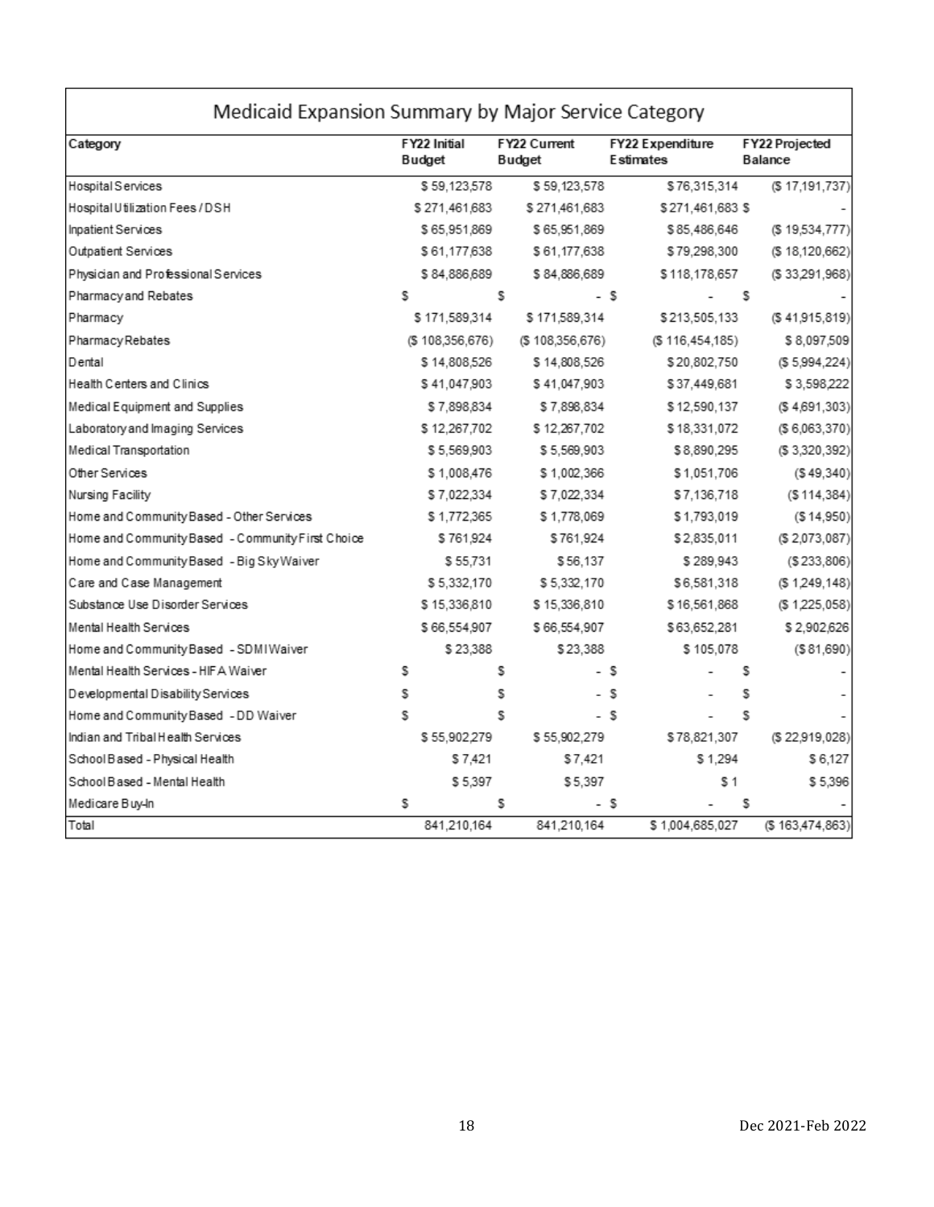# Medicaid Expansion Summary by Major Service Category

| Category | FY22 Initial Budget | FY22 Current Budget | FY22 Expenditure Estimates | FY22 Projected Balance |
|---|---|---|---|---|
| Hospital Services | $ 59,123,578 | $ 59,123,578 | $ 76,315,314 | ($ 17,191,737) |
| Hospital Utilization Fees / DSH | $ 271,461,683 | $ 271,461,683 | $ 271,461,683 | $ - |
| Inpatient Services | $ 65,951,869 | $ 65,951,869 | $ 85,486,646 | ($ 19,534,777) |
| Outpatient Services | $ 61,177,638 | $ 61,177,638 | $ 79,298,300 | ($ 18,120,662) |
| Physician and Professional Services | $ 84,886,689 | $ 84,886,689 | $ 118,178,657 | ($ 33,291,968) |
| Pharmacy and Rebates | $ | $ - | $ - | $ - |
| Pharmacy | $ 171,589,314 | $ 171,589,314 | $ 213,505,133 | ($ 41,915,819) |
| Pharmacy Rebates | ($ 108,356,676) | ($ 108,356,676) | ($ 116,454,185) | $ 8,097,509 |
| Dental | $ 14,808,526 | $ 14,808,526 | $ 20,802,750 | ($ 5,994,224) |
| Health Centers and Clinics | $ 41,047,903 | $ 41,047,903 | $ 37,449,681 | $ 3,598,222 |
| Medical Equipment and Supplies | $ 7,898,834 | $ 7,898,834 | $ 12,590,137 | ($ 4,691,303) |
| Laboratory and Imaging Services | $ 12,267,702 | $ 12,267,702 | $ 18,331,072 | ($ 6,063,370) |
| Medical Transportation | $ 5,569,903 | $ 5,569,903 | $ 8,890,295 | ($ 3,320,392) |
| Other Services | $ 1,008,476 | $ 1,002,366 | $ 1,051,706 | ($ 49,340) |
| Nursing Facility | $ 7,022,334 | $ 7,022,334 | $ 7,136,718 | ($ 114,384) |
| Home and Community Based - Other Services | $ 1,772,365 | $ 1,778,069 | $ 1,793,019 | ($ 14,950) |
| Home and Community Based - Community First Choice | $ 761,924 | $ 761,924 | $ 2,835,011 | ($ 2,073,087) |
| Home and Community Based - Big Sky Waiver | $ 55,731 | $ 56,137 | $ 289,943 | ($ 233,806) |
| Care and Case Management | $ 5,332,170 | $ 5,332,170 | $ 6,581,318 | ($ 1,249,148) |
| Substance Use Disorder Services | $ 15,336,810 | $ 15,336,810 | $ 16,561,868 | ($ 1,225,058) |
| Mental Health Services | $ 66,554,907 | $ 66,554,907 | $ 63,652,281 | $ 2,902,626 |
| Home and Community Based - SDMI Waiver | $ 23,388 | $ 23,388 | $ 105,078 | ($ 81,690) |
| Mental Health Services - HIFA Waiver | $ | $ - | $ - | $ - |
| Developmental Disability Services | $ | $ - | $ - | $ - |
| Home and Community Based - DD Waiver | $ | $ - | $ - | $ - |
| Indian and Tribal Health Services | $ 55,902,279 | $ 55,902,279 | $ 78,821,307 | ($ 22,919,028) |
| School Based - Physical Health | $ 7,421 | $ 7,421 | $ 1,294 | $ 6,127 |
| School Based - Mental Health | $ 5,397 | $ 5,397 | $ 1 | $ 5,396 |
| Medicare Buy-In | $ | $ - | $ - | $ - |
| Total | 841,210,164 | 841,210,164 | $ 1,004,685,027 | ($ 163,474,863) |

Dec 2021-Feb 2022